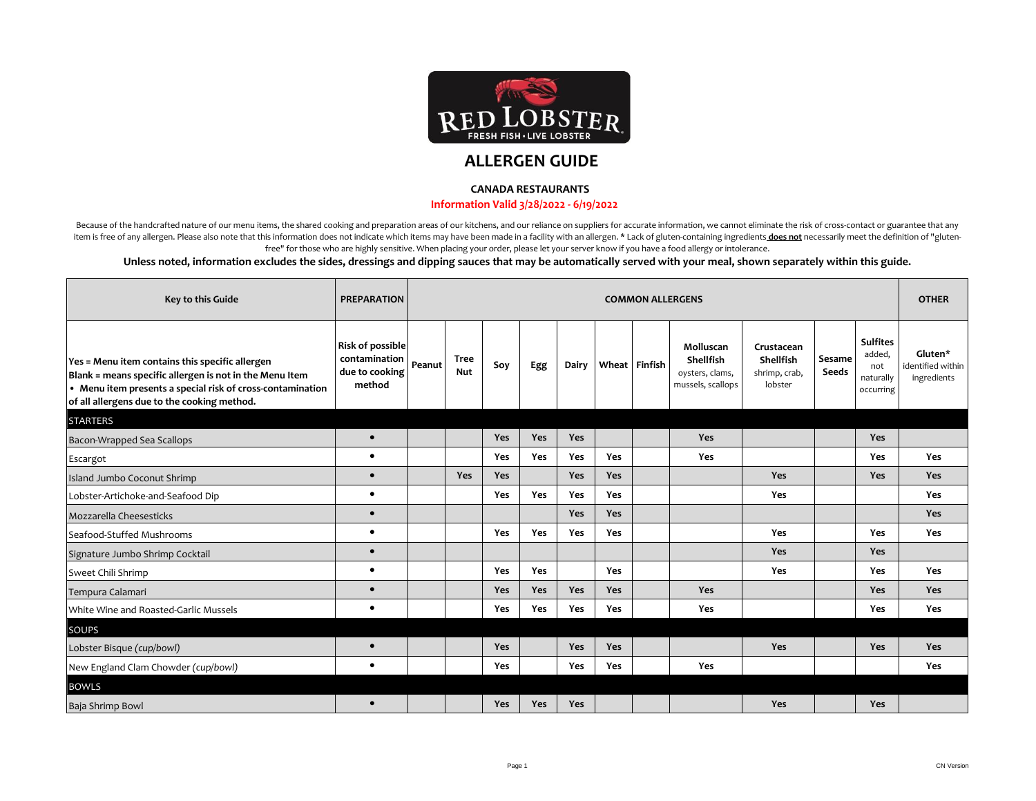# ALLERGEN GUIDE

**CANADA RESTAURANTS**

**Information Valid 3/28/2022 - 6/19/2022**

Because of the handcrafted nature of our menu items, the shared cooking and preparation areas of our kitchens, and our reliance on suppliers for accurate information, we cannot eliminate the risk of cross-contact or guarantee that any item is free of any allergen. Please also note that this information does not indicate which items may have been made in a facility with an allergen. * Lack of gluten-containing ingredients **does not** necessarily meet the definition of "gluten-free" for those who are highly sensitive. When placing your order, please let your server know if you have a food allergy or intolerance.

**Unless noted, information excludes the sides, dressings and dipping sauces that may be automatically served with your meal, shown separately within this guide.**

| Key to this Guide | PREPARATION | COMMON ALLERGENS | | | | | | | | | | | OTHER |
|---|---|---|---|---|---|---|---|---|---|---|---|---|---|
| **Yes = Menu item contains this specific allergen**<br>**Blank = means specific allergen is not in the Menu Item**<br>**• Menu item presents a special risk of cross-contamination of all allergens due to the cooking method.** | Risk of possible contamination due to cooking method | Peanut | Tree Nut | Soy | Egg | Dairy | Wheat | Finfish | Molluscan Shellfish oysters, clams, mussels, scallops | Crustacean Shellfish shrimp, crab, lobster | Sesame Seeds | Sulfites added, not naturally occurring | Gluten* identified within ingredients |
| **STARTERS** | | | | | | | | | | | | | |
| Bacon-Wrapped Sea Scallops | • | | | Yes | Yes | Yes | | | Yes | | | Yes | |
| Escargot | • | | | Yes | Yes | Yes | Yes | | Yes | | | Yes | Yes |
| Island Jumbo Coconut Shrimp | • | | Yes | Yes | | Yes | Yes | | | Yes | | Yes | Yes |
| Lobster-Artichoke-and-Seafood Dip | • | | | Yes | Yes | Yes | Yes | | | Yes | | | Yes |
| Mozzarella Cheesesticks | • | | | | | Yes | Yes | | | | | | Yes |
| Seafood-Stuffed Mushrooms | • | | | Yes | Yes | Yes | Yes | | | Yes | | Yes | Yes |
| Signature Jumbo Shrimp Cocktail | • | | | | | | | | | Yes | | Yes | |
| Sweet Chili Shrimp | • | | | Yes | Yes | | Yes | | | Yes | | Yes | Yes |
| Tempura Calamari | • | | | Yes | Yes | Yes | Yes | | Yes | | | Yes | Yes |
| White Wine and Roasted-Garlic Mussels | • | | | Yes | Yes | Yes | Yes | | Yes | | | Yes | Yes |
| **SOUPS** | | | | | | | | | | | | | |
| Lobster Bisque *(cup/bowl)* | • | | | Yes | | Yes | Yes | | | Yes | | Yes | Yes |
| New England Clam Chowder *(cup/bowl)* | • | | | Yes | | Yes | Yes | | Yes | | | | Yes |
| **BOWLS** | | | | | | | | | | | | | |
| Baja Shrimp Bowl | • | | | Yes | Yes | Yes | | | | Yes | | Yes | |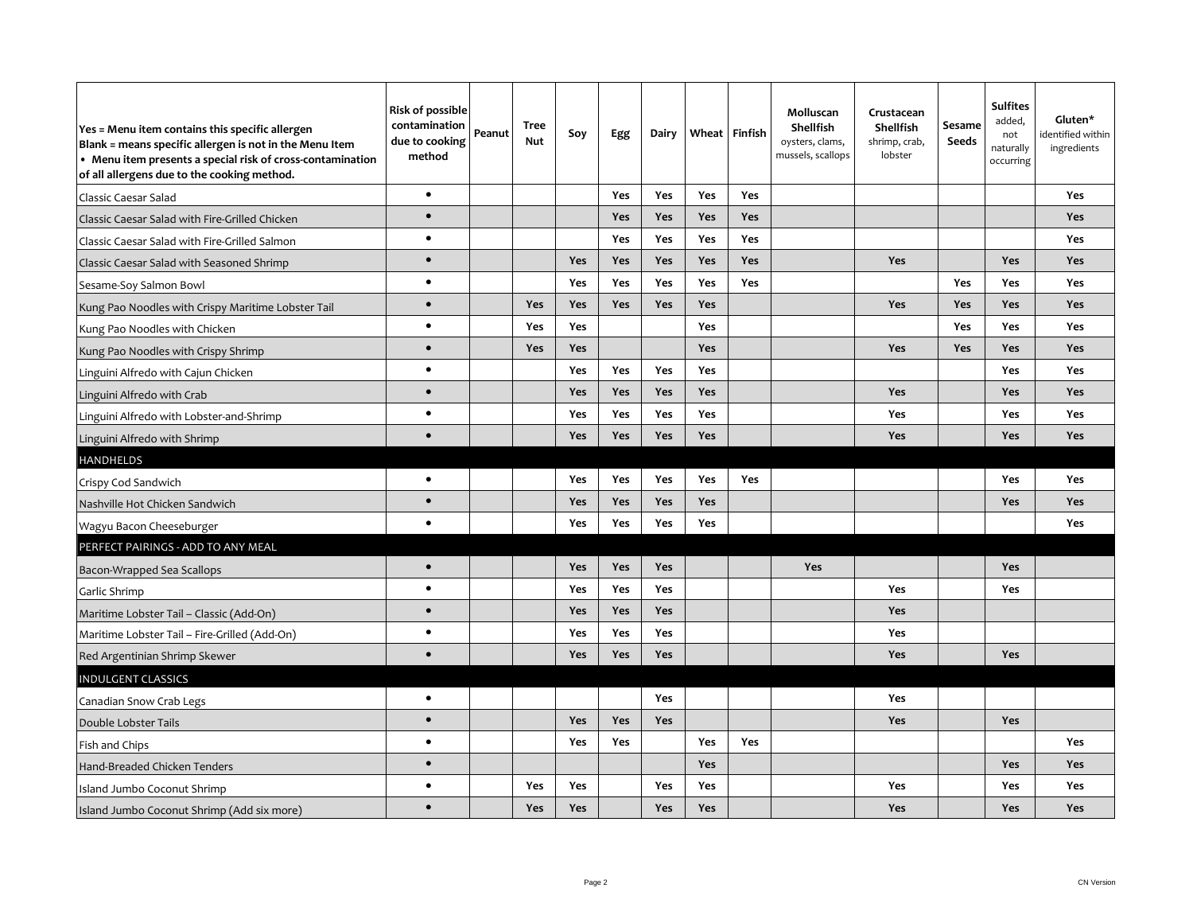| **Yes = Menu item contains this specific allergen**<br>**Blank = means specific allergen is not in the Menu Item**<br>**• Menu item presents a special risk of cross-contamination of all allergens due to the cooking method.** | **Risk of possible contamination due to cooking method** | **Peanut** | **Tree Nut** | **Soy** | **Egg** | **Dairy** | **Wheat** | **Finfish** | **Molluscan Shellfish** oysters, clams, mussels, scallops | **Crustacean Shellfish** shrimp, crab, lobster | **Sesame Seeds** | **Sulfites** added, not naturally occurring | **Gluten*** identified within ingredients |
|---|---|---|---|---|---|---|---|---|---|---|---|---|---|
| Classic Caesar Salad | • | | | | Yes | Yes | Yes | Yes | | | | | Yes |
| Classic Caesar Salad with Fire-Grilled Chicken | • | | | | Yes | Yes | Yes | Yes | | | | | Yes |
| Classic Caesar Salad with Fire-Grilled Salmon | • | | | | Yes | Yes | Yes | Yes | | | | | Yes |
| Classic Caesar Salad with Seasoned Shrimp | • | | | Yes | Yes | Yes | Yes | Yes | | Yes | | Yes | Yes |
| Sesame-Soy Salmon Bowl | • | | | Yes | Yes | Yes | Yes | Yes | | | Yes | Yes | Yes |
| Kung Pao Noodles with Crispy Maritime Lobster Tail | • | | Yes | Yes | Yes | Yes | Yes | | | Yes | Yes | Yes | Yes |
| Kung Pao Noodles with Chicken | • | | Yes | Yes | | | Yes | | | | Yes | Yes | Yes |
| Kung Pao Noodles with Crispy Shrimp | • | | Yes | Yes | | | Yes | | | Yes | Yes | Yes | Yes |
| Linguini Alfredo with Cajun Chicken | • | | | Yes | Yes | Yes | Yes | | | | | Yes | Yes |
| Linguini Alfredo with Crab | • | | | Yes | Yes | Yes | Yes | | | Yes | | Yes | Yes |
| Linguini Alfredo with Lobster-and-Shrimp | • | | | Yes | Yes | Yes | Yes | | | Yes | | Yes | Yes |
| Linguini Alfredo with Shrimp | • | | | Yes | Yes | Yes | Yes | | | Yes | | Yes | Yes |
| **HANDHELDS** | | | | | | | | | | | | | |
| Crispy Cod Sandwich | • | | | Yes | Yes | Yes | Yes | Yes | | | | Yes | Yes |
| Nashville Hot Chicken Sandwich | • | | | Yes | Yes | Yes | Yes | | | | | Yes | Yes |
| Wagyu Bacon Cheeseburger | • | | | Yes | Yes | Yes | Yes | | | | | | Yes |
| **PERFECT PAIRINGS - ADD TO ANY MEAL** | | | | | | | | | | | | | |
| Bacon-Wrapped Sea Scallops | • | | | Yes | Yes | Yes | | | Yes | | | Yes | |
| Garlic Shrimp | • | | | Yes | Yes | Yes | | | | Yes | | Yes | |
| Maritime Lobster Tail – Classic (Add-On) | • | | | Yes | Yes | Yes | | | | Yes | | | |
| Maritime Lobster Tail – Fire-Grilled (Add-On) | • | | | Yes | Yes | Yes | | | | Yes | | | |
| Red Argentinian Shrimp Skewer | • | | | Yes | Yes | Yes | | | | Yes | | Yes | |
| **INDULGENT CLASSICS** | | | | | | | | | | | | | |
| Canadian Snow Crab Legs | • | | | | | Yes | | | | Yes | | | |
| Double Lobster Tails | • | | | Yes | Yes | Yes | | | | Yes | | Yes | |
| Fish and Chips | • | | | Yes | Yes | | Yes | Yes | | | | | Yes |
| Hand-Breaded Chicken Tenders | • | | | | | | Yes | | | | | Yes | Yes |
| Island Jumbo Coconut Shrimp | • | | Yes | Yes | | Yes | Yes | | | Yes | | Yes | Yes |
| Island Jumbo Coconut Shrimp (Add six more) | • | | Yes | Yes | | Yes | Yes | | | Yes | | Yes | Yes |

CN Version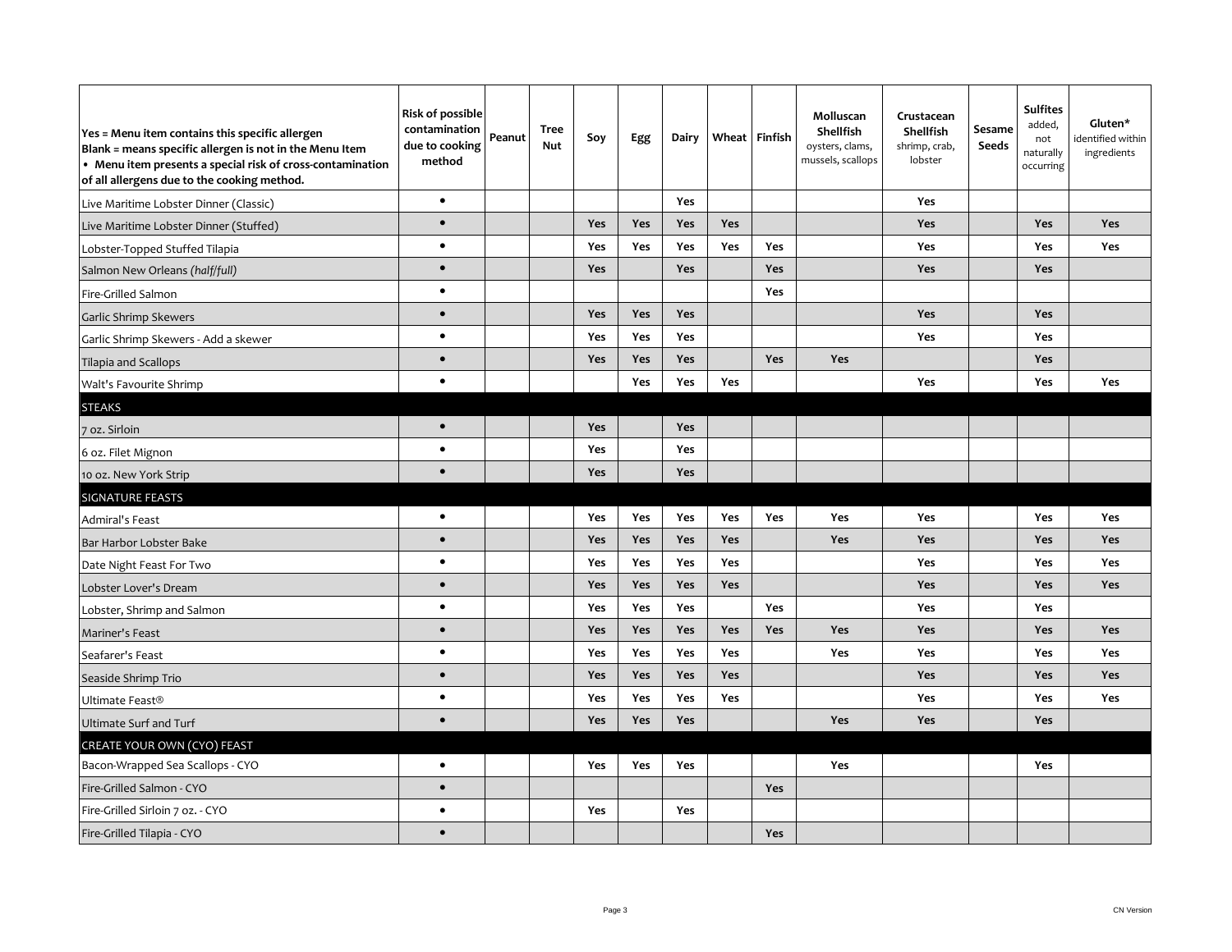| Yes = Menu item contains this specific allergen<br>Blank = means specific allergen is not in the Menu Item<br>• Menu item presents a special risk of cross-contamination of all allergens due to the cooking method. | Risk of possible contamination due to cooking method | Peanut | Tree Nut | Soy | Egg | Dairy | Wheat | Finfish | Molluscan Shellfish oysters, clams, mussels, scallops | Crustacean Shellfish shrimp, crab, lobster | Sesame Seeds | Sulfites added, not naturally occurring | Gluten* identified within ingredients |
|---|---|---|---|---|---|---|---|---|---|---|---|---|---|
| Live Maritime Lobster Dinner (Classic) | • | | | | | Yes | | | | Yes | | | |
| Live Maritime Lobster Dinner (Stuffed) | • | | | Yes | Yes | Yes | Yes | | | Yes | | Yes | Yes |
| Lobster-Topped Stuffed Tilapia | • | | | Yes | Yes | Yes | Yes | Yes | | Yes | | Yes | Yes |
| Salmon New Orleans (*half/full*) | • | | | Yes | | Yes | | Yes | | Yes | | Yes | |
| Fire-Grilled Salmon | • | | | | | | | Yes | | | | | |
| Garlic Shrimp Skewers | • | | | Yes | Yes | Yes | | | | Yes | | Yes | |
| Garlic Shrimp Skewers - Add a skewer | • | | | Yes | Yes | Yes | | | | Yes | | Yes | |
| Tilapia and Scallops | • | | | Yes | Yes | Yes | | Yes | Yes | | | Yes | |
| Walt's Favourite Shrimp | • | | | | Yes | Yes | Yes | | | Yes | | Yes | Yes |
| **STEAKS** | | | | | | | | | | | | | |
| 7 oz. Sirloin | • | | | Yes | | Yes | | | | | | | |
| 6 oz. Filet Mignon | • | | | Yes | | Yes | | | | | | | |
| 10 oz. New York Strip | • | | | Yes | | Yes | | | | | | | |
| **SIGNATURE FEASTS** | | | | | | | | | | | | | |
| Admiral's Feast | • | | | Yes | Yes | Yes | Yes | Yes | Yes | Yes | | Yes | Yes |
| Bar Harbor Lobster Bake | • | | | Yes | Yes | Yes | Yes | | Yes | Yes | | Yes | Yes |
| Date Night Feast For Two | • | | | Yes | Yes | Yes | Yes | | | Yes | | Yes | Yes |
| Lobster Lover's Dream | • | | | Yes | Yes | Yes | Yes | | | Yes | | Yes | Yes |
| Lobster, Shrimp and Salmon | • | | | Yes | Yes | Yes | | Yes | | Yes | | Yes | |
| Mariner's Feast | • | | | Yes | Yes | Yes | Yes | Yes | Yes | Yes | | Yes | Yes |
| Seafarer's Feast | • | | | Yes | Yes | Yes | Yes | | Yes | Yes | | Yes | Yes |
| Seaside Shrimp Trio | • | | | Yes | Yes | Yes | Yes | | | Yes | | Yes | Yes |
| Ultimate Feast® | • | | | Yes | Yes | Yes | Yes | | | Yes | | Yes | Yes |
| Ultimate Surf and Turf | • | | | Yes | Yes | Yes | | | Yes | Yes | | Yes | |
| **CREATE YOUR OWN (CYO) FEAST** | | | | | | | | | | | | | |
| Bacon-Wrapped Sea Scallops - CYO | • | | | Yes | Yes | Yes | | | Yes | | | Yes | |
| Fire-Grilled Salmon - CYO | • | | | | | | | Yes | | | | | |
| Fire-Grilled Sirloin 7 oz. - CYO | • | | | Yes | | Yes | | | | | | | |
| Fire-Grilled Tilapia - CYO | • | | | | | | | Yes | | | | | |

CN Version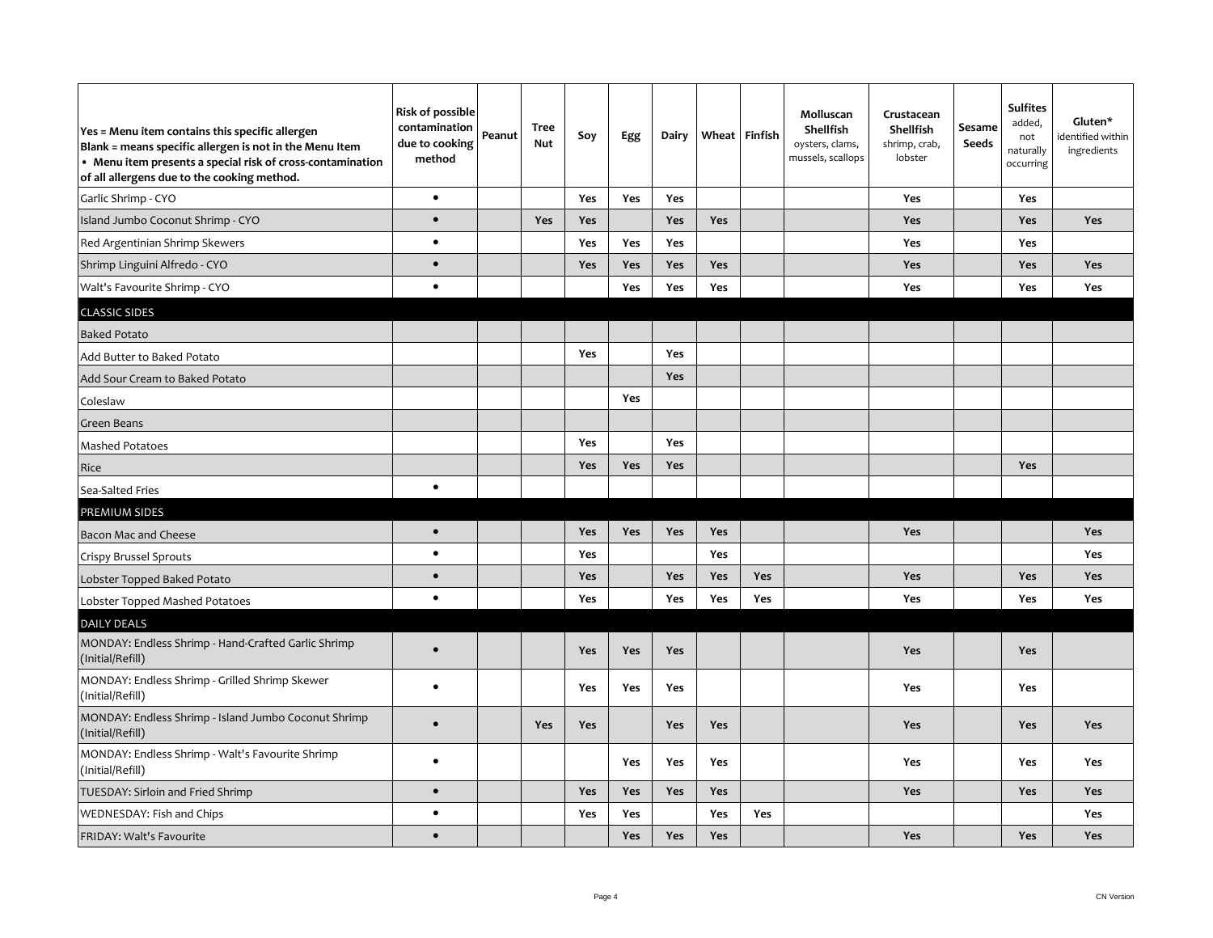| Yes = Menu item contains this specific allergen<br>Blank = means specific allergen is not in the Menu Item<br>• Menu item presents a special risk of cross-contamination of all allergens due to the cooking method. | Risk of possible contamination due to cooking method | Peanut | Tree Nut | Soy | Egg | Dairy | Wheat | Finfish | Molluscan Shellfish oysters, clams, mussels, scallops | Crustacean Shellfish shrimp, crab, lobster | Sesame Seeds | Sulfites added, not naturally occurring | Gluten* identified within ingredients |
|---|---|---|---|---|---|---|---|---|---|---|---|---|---|
| Garlic Shrimp - CYO | • | | | Yes | Yes | Yes | | | | Yes | | Yes | |
| Island Jumbo Coconut Shrimp - CYO | • | | Yes | Yes | | Yes | Yes | | | Yes | | Yes | Yes |
| Red Argentinian Shrimp Skewers | • | | | Yes | Yes | Yes | | | | Yes | | Yes | |
| Shrimp Linguini Alfredo - CYO | • | | | Yes | Yes | Yes | Yes | | | Yes | | Yes | Yes |
| Walt's Favourite Shrimp - CYO | • | | | | Yes | Yes | Yes | | | Yes | | Yes | Yes |
| CLASSIC SIDES | | | | | | | | | | | | | |
| Baked Potato | | | | | | | | | | | | | |
| Add Butter to Baked Potato | | | | Yes | | Yes | | | | | | | |
| Add Sour Cream to Baked Potato | | | | | | Yes | | | | | | | |
| Coleslaw | | | | | Yes | | | | | | | | |
| Green Beans | | | | | | | | | | | | | |
| Mashed Potatoes | | | | Yes | | Yes | | | | | | | |
| Rice | | | | Yes | Yes | Yes | | | | | | Yes | |
| Sea-Salted Fries | • | | | | | | | | | | | | |
| PREMIUM SIDES | | | | | | | | | | | | | |
| Bacon Mac and Cheese | • | | | Yes | Yes | Yes | Yes | | | Yes | | | Yes |
| Crispy Brussel Sprouts | • | | | Yes | | | Yes | | | | | | Yes |
| Lobster Topped Baked Potato | • | | | Yes | | Yes | Yes | Yes | | Yes | | Yes | Yes |
| Lobster Topped Mashed Potatoes | • | | | Yes | | Yes | Yes | Yes | | Yes | | Yes | Yes |
| DAILY DEALS | | | | | | | | | | | | | |
| MONDAY: Endless Shrimp - Hand-Crafted Garlic Shrimp (Initial/Refill) | • | | | Yes | Yes | Yes | | | | Yes | | Yes | |
| MONDAY: Endless Shrimp - Grilled Shrimp Skewer (Initial/Refill) | • | | | Yes | Yes | Yes | | | | Yes | | Yes | |
| MONDAY: Endless Shrimp - Island Jumbo Coconut Shrimp (Initial/Refill) | • | | Yes | Yes | | Yes | Yes | | | Yes | | Yes | Yes |
| MONDAY: Endless Shrimp - Walt's Favourite Shrimp (Initial/Refill) | • | | | | Yes | Yes | Yes | | | Yes | | Yes | Yes |
| TUESDAY: Sirloin and Fried Shrimp | • | | | Yes | Yes | Yes | Yes | | | Yes | | Yes | Yes |
| WEDNESDAY: Fish and Chips | • | | | Yes | Yes | | Yes | Yes | | | | | Yes |
| FRIDAY: Walt's Favourite | • | | | | Yes | Yes | Yes | | | Yes | | Yes | Yes |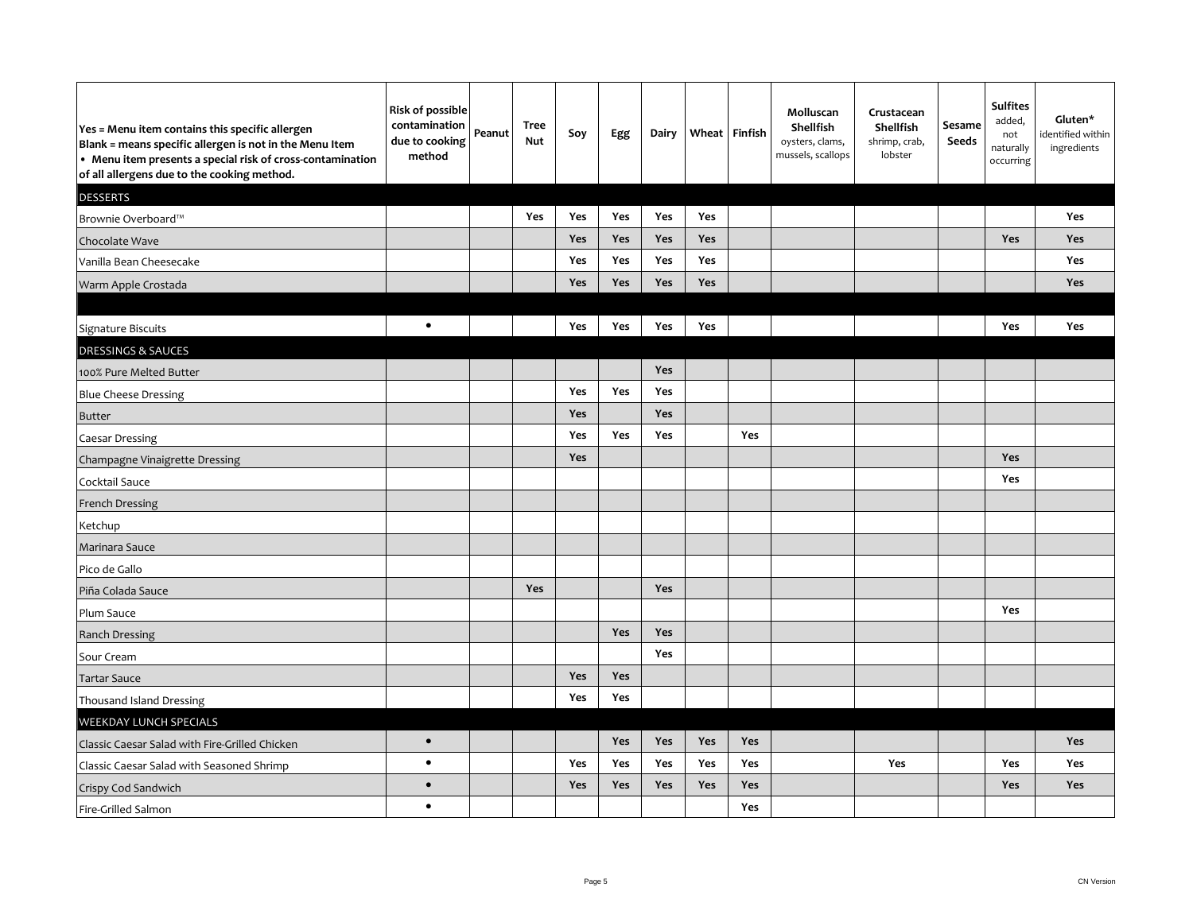| Yes = Menu item contains this specific allergen<br>Blank = means specific allergen is not in the Menu Item<br>• Menu item presents a special risk of cross-contamination of all allergens due to the cooking method. | Risk of possible contamination due to cooking method | Peanut | Tree Nut | Soy | Egg | Dairy | Wheat | Finfish | Molluscan Shellfish oysters, clams, mussels, scallops | Crustacean Shellfish shrimp, crab, lobster | Sesame Seeds | Sulfites added, not naturally occurring | Gluten* identified within ingredients |
|---|---|---|---|---|---|---|---|---|---|---|---|---|---|
| **DESSERTS** | | | | | | | | | | | | | |
| Brownie Overboard™ | | | Yes | Yes | Yes | Yes | Yes | | | | | | Yes |
| Chocolate Wave | | | | Yes | Yes | Yes | Yes | | | | | Yes | Yes |
| Vanilla Bean Cheesecake | | | | Yes | Yes | Yes | Yes | | | | | | Yes |
| Warm Apple Crostada | | | | Yes | Yes | Yes | Yes | | | | | | Yes |
| | | | | | | | | | | | | | |
| Signature Biscuits | • | | | Yes | Yes | Yes | Yes | | | | | Yes | Yes |
| **DRESSINGS & SAUCES** | | | | | | | | | | | | | |
| 100% Pure Melted Butter | | | | | | Yes | | | | | | | |
| Blue Cheese Dressing | | | | Yes | Yes | Yes | | | | | | | |
| Butter | | | | Yes | | Yes | | | | | | | |
| Caesar Dressing | | | | Yes | Yes | Yes | | Yes | | | | | |
| Champagne Vinaigrette Dressing | | | | Yes | | | | | | | | Yes | |
| Cocktail Sauce | | | | | | | | | | | | Yes | |
| French Dressing | | | | | | | | | | | | | |
| Ketchup | | | | | | | | | | | | | |
| Marinara Sauce | | | | | | | | | | | | | |
| Pico de Gallo | | | | | | | | | | | | | |
| Piña Colada Sauce | | | Yes | | | Yes | | | | | | | |
| Plum Sauce | | | | | | | | | | | | Yes | |
| Ranch Dressing | | | | | Yes | Yes | | | | | | | |
| Sour Cream | | | | | | Yes | | | | | | | |
| Tartar Sauce | | | | Yes | Yes | | | | | | | | |
| Thousand Island Dressing | | | | Yes | Yes | | | | | | | | |
| **WEEKDAY LUNCH SPECIALS** | | | | | | | | | | | | | |
| Classic Caesar Salad with Fire-Grilled Chicken | • | | | | Yes | Yes | Yes | Yes | | | | | Yes |
| Classic Caesar Salad with Seasoned Shrimp | • | | | Yes | Yes | Yes | Yes | Yes | | Yes | | Yes | Yes |
| Crispy Cod Sandwich | • | | | Yes | Yes | Yes | Yes | Yes | | | | Yes | Yes |
| Fire-Grilled Salmon | • | | | | | | | Yes | | | | | |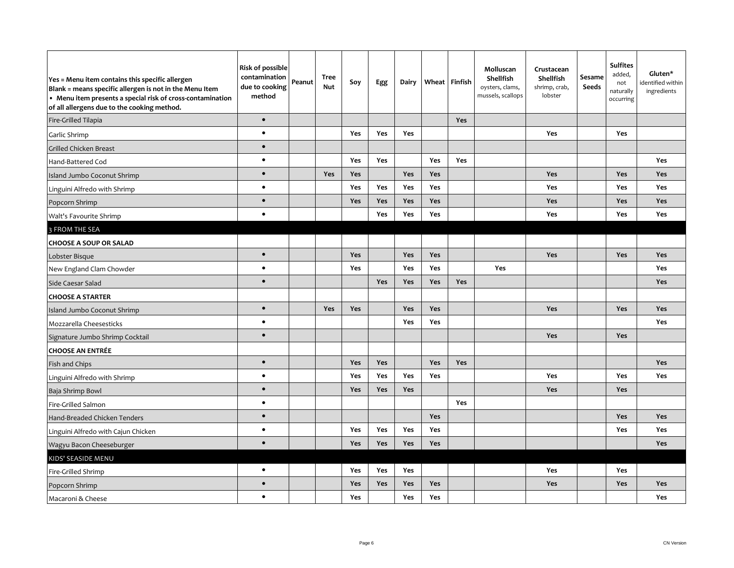| Yes = Menu item contains this specific allergen<br>Blank = means specific allergen is not in the Menu Item<br>• Menu item presents a special risk of cross-contamination of all allergens due to the cooking method. | Risk of possible contamination due to cooking method | Peanut | Tree Nut | Soy | Egg | Dairy | Wheat | Finfish | Molluscan Shellfish oysters, clams, mussels, scallops | Crustacean Shellfish shrimp, crab, lobster | Sesame Seeds | Sulfites added, not naturally occurring | Gluten* identified within ingredients |
|---|---|---|---|---|---|---|---|---|---|---|---|---|---|
| Fire-Grilled Tilapia | • | | | | | | | Yes | | | | | |
| Garlic Shrimp | • | | | Yes | Yes | Yes | | | | Yes | | Yes | |
| Grilled Chicken Breast | • | | | | | | | | | | | | |
| Hand-Battered Cod | • | | | Yes | Yes | | Yes | Yes | | | | | Yes |
| Island Jumbo Coconut Shrimp | • | | Yes | Yes | | Yes | Yes | | | Yes | | Yes | Yes |
| Linguini Alfredo with Shrimp | • | | | Yes | Yes | Yes | Yes | | | Yes | | Yes | Yes |
| Popcorn Shrimp | • | | | Yes | Yes | Yes | Yes | | | Yes | | Yes | Yes |
| Walt's Favourite Shrimp | • | | | | Yes | Yes | Yes | | | Yes | | Yes | Yes |
| 3 FROM THE SEA | | | | | | | | | | | | | |
| **CHOOSE A SOUP OR SALAD** | | | | | | | | | | | | | |
| Lobster Bisque | • | | | Yes | | Yes | Yes | | | Yes | | Yes | Yes |
| New England Clam Chowder | • | | | Yes | | Yes | Yes | | Yes | | | | Yes |
| Side Caesar Salad | • | | | | Yes | Yes | Yes | Yes | | | | | Yes |
| **CHOOSE A STARTER** | | | | | | | | | | | | | |
| Island Jumbo Coconut Shrimp | • | | Yes | Yes | | Yes | Yes | | | Yes | | Yes | Yes |
| Mozzarella Cheesesticks | • | | | | | Yes | Yes | | | | | | Yes |
| Signature Jumbo Shrimp Cocktail | • | | | | | | | | | Yes | | Yes | |
| **CHOOSE AN ENTRÉE** | | | | | | | | | | | | | |
| Fish and Chips | • | | | Yes | Yes | | Yes | Yes | | | | | Yes |
| Linguini Alfredo with Shrimp | • | | | Yes | Yes | Yes | Yes | | | Yes | | Yes | Yes |
| Baja Shrimp Bowl | • | | | Yes | Yes | Yes | | | | Yes | | Yes | |
| Fire-Grilled Salmon | • | | | | | | | Yes | | | | | |
| Hand-Breaded Chicken Tenders | • | | | | | | Yes | | | | | Yes | Yes |
| Linguini Alfredo with Cajun Chicken | • | | | Yes | Yes | Yes | Yes | | | | | Yes | Yes |
| Wagyu Bacon Cheeseburger | • | | | Yes | Yes | Yes | Yes | | | | | | Yes |
| KIDS' SEASIDE MENU | | | | | | | | | | | | | |
| Fire-Grilled Shrimp | • | | | Yes | Yes | Yes | | | | Yes | | Yes | |
| Popcorn Shrimp | • | | | Yes | Yes | Yes | Yes | | | Yes | | Yes | Yes |
| Macaroni & Cheese | • | | | Yes | | Yes | Yes | | | | | | Yes |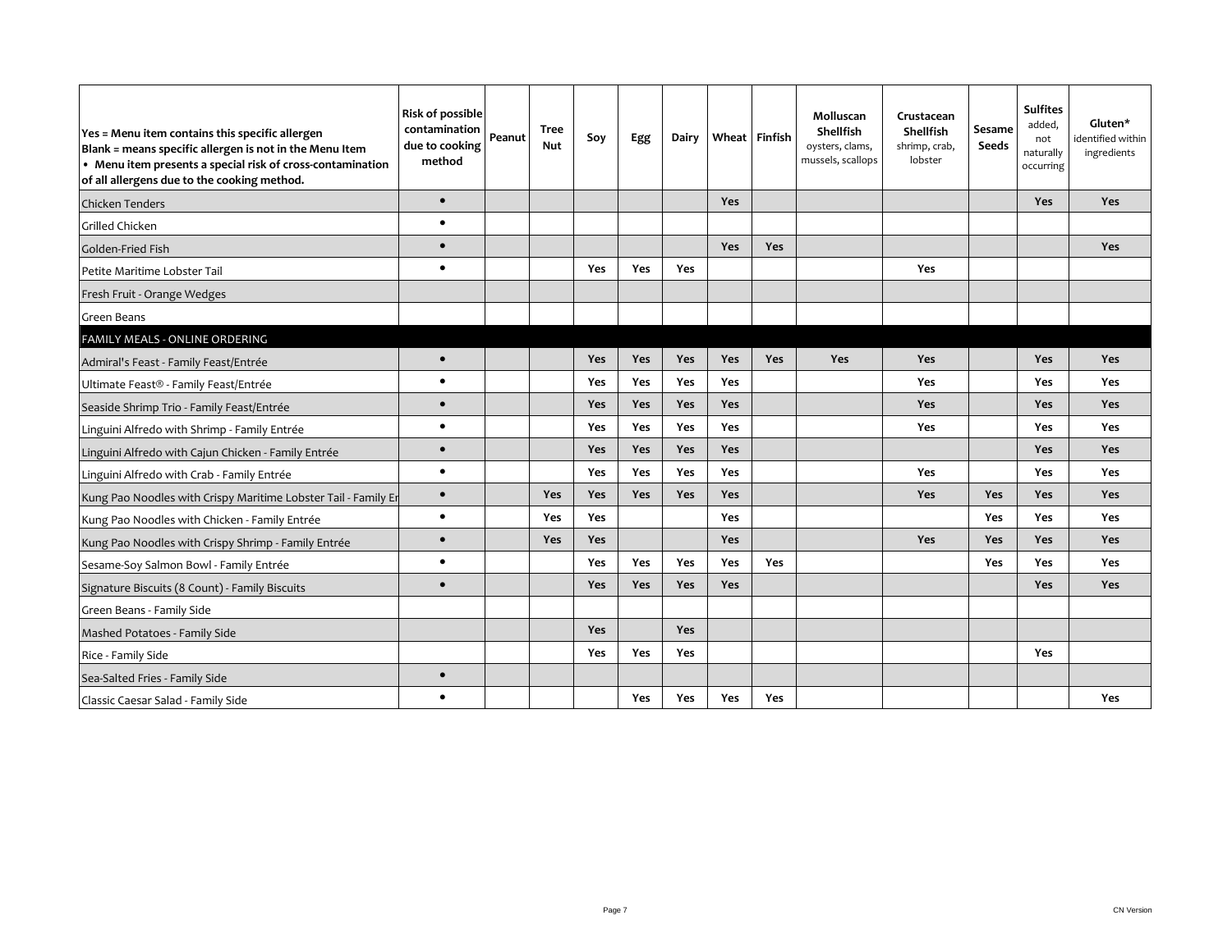| Yes = Menu item contains this specific allergen<br>Blank = means specific allergen is not in the Menu Item<br>• Menu item presents a special risk of cross-contamination of all allergens due to the cooking method. | Risk of possible contamination due to cooking method | Peanut | Tree Nut | Soy | Egg | Dairy | Wheat | Finfish | Molluscan Shellfish oysters, clams, mussels, scallops | Crustacean Shellfish shrimp, crab, lobster | Sesame Seeds | Sulfites added, not naturally occurring | Gluten* identified within ingredients |
|---|---|---|---|---|---|---|---|---|---|---|---|---|---|
| Chicken Tenders | • | | | | | | Yes | | | | | Yes | Yes |
| Grilled Chicken | • | | | | | | | | | | | | |
| Golden-Fried Fish | • | | | | | | Yes | Yes | | | | | Yes |
| Petite Maritime Lobster Tail | • | | | Yes | Yes | Yes | | | | Yes | | | |
| Fresh Fruit - Orange Wedges | | | | | | | | | | | | | |
| Green Beans | | | | | | | | | | | | | |
| FAMILY MEALS - ONLINE ORDERING | | | | | | | | | | | | | |
| Admiral's Feast - Family Feast/Entrée | • | | | Yes | Yes | Yes | Yes | Yes | Yes | Yes | | Yes | Yes |
| Ultimate Feast® - Family Feast/Entrée | • | | | Yes | Yes | Yes | Yes | | | Yes | | Yes | Yes |
| Seaside Shrimp Trio - Family Feast/Entrée | • | | | Yes | Yes | Yes | Yes | | | Yes | | Yes | Yes |
| Linguini Alfredo with Shrimp - Family Entrée | • | | | Yes | Yes | Yes | Yes | | | Yes | | Yes | Yes |
| Linguini Alfredo with Cajun Chicken - Family Entrée | • | | | Yes | Yes | Yes | Yes | | | | | Yes | Yes |
| Linguini Alfredo with Crab - Family Entrée | • | | | Yes | Yes | Yes | Yes | | | Yes | | Yes | Yes |
| Kung Pao Noodles with Crispy Maritime Lobster Tail - Family Er | • | | Yes | Yes | Yes | Yes | Yes | | | Yes | Yes | Yes | Yes |
| Kung Pao Noodles with Chicken - Family Entrée | • | | Yes | Yes | | | Yes | | | | Yes | Yes | Yes |
| Kung Pao Noodles with Crispy Shrimp - Family Entrée | • | | Yes | Yes | | | Yes | | | Yes | Yes | Yes | Yes |
| Sesame-Soy Salmon Bowl - Family Entrée | • | | | Yes | Yes | Yes | Yes | Yes | | | Yes | Yes | Yes |
| Signature Biscuits (8 Count) - Family Biscuits | • | | | Yes | Yes | Yes | Yes | | | | | Yes | Yes |
| Green Beans - Family Side | | | | | | | | | | | | | |
| Mashed Potatoes - Family Side | | | | Yes | | Yes | | | | | | | |
| Rice - Family Side | | | | Yes | Yes | Yes | | | | | | Yes | |
| Sea-Salted Fries - Family Side | • | | | | | | | | | | | | |
| Classic Caesar Salad - Family Side | • | | | | Yes | Yes | Yes | Yes | | | | | Yes |

CN Version